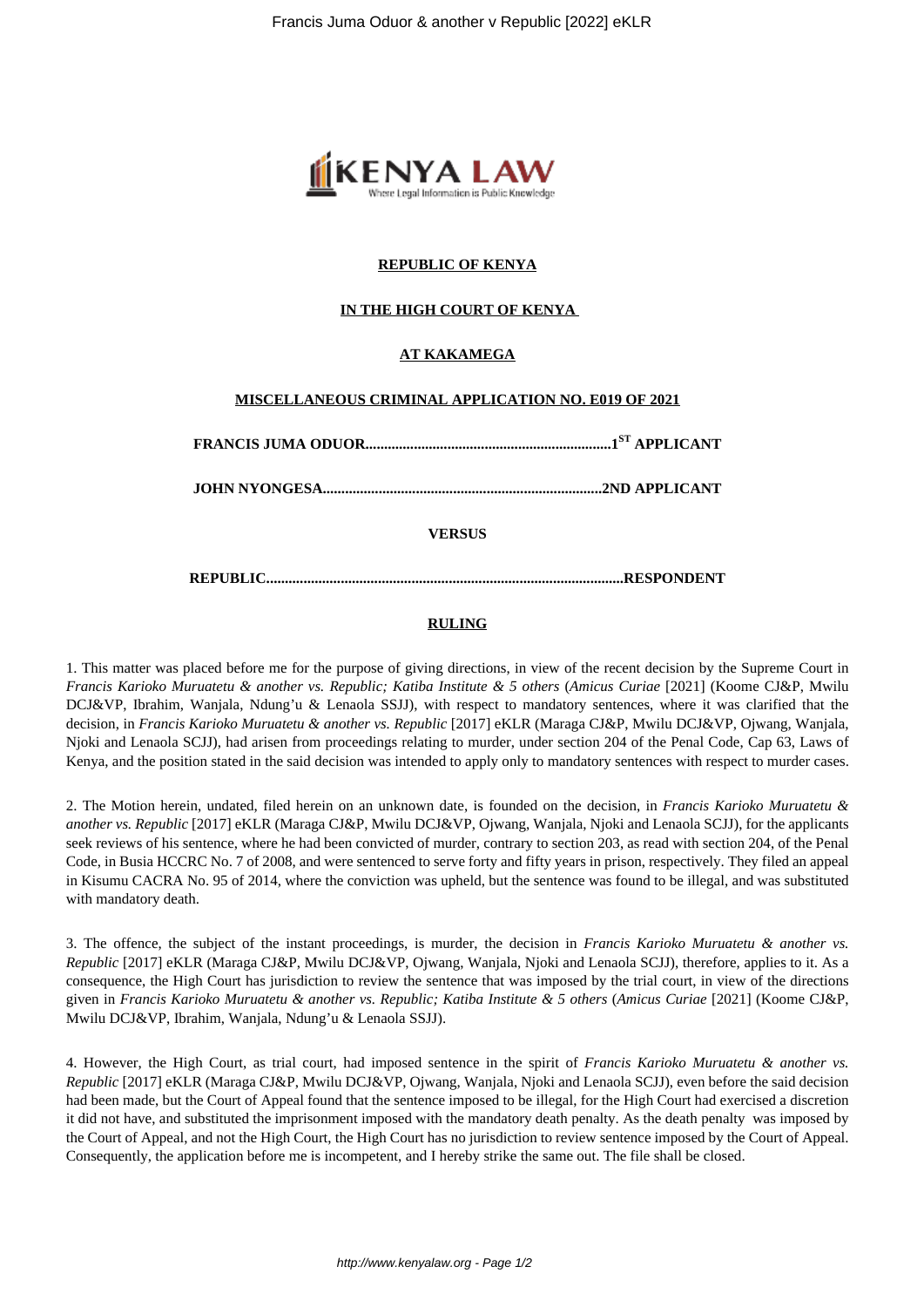**REPUBLIC OF KENYA**

**IN THE HIGH COURT OF KENYA**

**AT KAKAMEGA**

**MISCELLANEOUS CRIMINAL APPLICATION NO. E019 OF 2021**

**FRANCIS JUMA ODUOR..................................................................1ST APPLICANT**

**JOHN NYONGESA..........................................................................2ND APPLICANT**

**VERSUS**

**REPUBLIC...............................................................................................RESPONDENT**

**RULING**

1. This matter was placed before me for the purpose of giving directions, in view of the recent decision by the Supreme Court in *Francis Karioko Muruatetu & another vs. Republic; Katiba Institute & 5 others* (*Amicus Curiae* [2021] (Koome CJ&P, Mwilu DCJ&VP, Ibrahim, Wanjala, Ndung'u & Lenaola SSJJ), with respect to mandatory sentences, where it was clarified that the decision, in *Francis Karioko Muruatetu & another vs. Republic* [2017] eKLR (Maraga CJ&P, Mwilu DCJ&VP, Ojwang, Wanjala, Njoki and Lenaola SCJJ), had arisen from proceedings relating to murder, under section 204 of the Penal Code, Cap 63, Laws of Kenya, and the position stated in the said decision was intended to apply only to mandatory sentences with respect to murder cases.

2. The Motion herein, undated, filed herein on an unknown date, is founded on the decision, in *Francis Karioko Muruatetu & another vs. Republic* [2017] eKLR (Maraga CJ&P, Mwilu DCJ&VP, Ojwang, Wanjala, Njoki and Lenaola SCJJ), for the applicants seek reviews of his sentence, where he had been convicted of murder, contrary to section 203, as read with section 204, of the Penal Code, in Busia HCCRC No. 7 of 2008, and were sentenced to serve forty and fifty years in prison, respectively. They filed an appeal in Kisumu CACRA No. 95 of 2014, where the conviction was upheld, but the sentence was found to be illegal, and was substituted with mandatory death.

3. The offence, the subject of the instant proceedings, is murder, the decision in *Francis Karioko Muruatetu & another vs. Republic* [2017] eKLR (Maraga CJ&P, Mwilu DCJ&VP, Ojwang, Wanjala, Njoki and Lenaola SCJJ), therefore, applies to it. As a consequence, the High Court has jurisdiction to review the sentence that was imposed by the trial court, in view of the directions given in *Francis Karioko Muruatetu & another vs. Republic; Katiba Institute & 5 others* (*Amicus Curiae* [2021] (Koome CJ&P, Mwilu DCJ&VP, Ibrahim, Wanjala, Ndung'u & Lenaola SSJJ).

4. However, the High Court, as trial court, had imposed sentence in the spirit of *Francis Karioko Muruatetu & another vs. Republic* [2017] eKLR (Maraga CJ&P, Mwilu DCJ&VP, Ojwang, Wanjala, Njoki and Lenaola SCJJ), even before the said decision had been made, but the Court of Appeal found that the sentence imposed to be illegal, for the High Court had exercised a discretion it did not have, and substituted the imprisonment imposed with the mandatory death penalty. As the death penalty was imposed by the Court of Appeal, and not the High Court, the High Court has no jurisdiction to review sentence imposed by the Court of Appeal. Consequently, the application before me is incompetent, and I hereby strike the same out. The file shall be closed.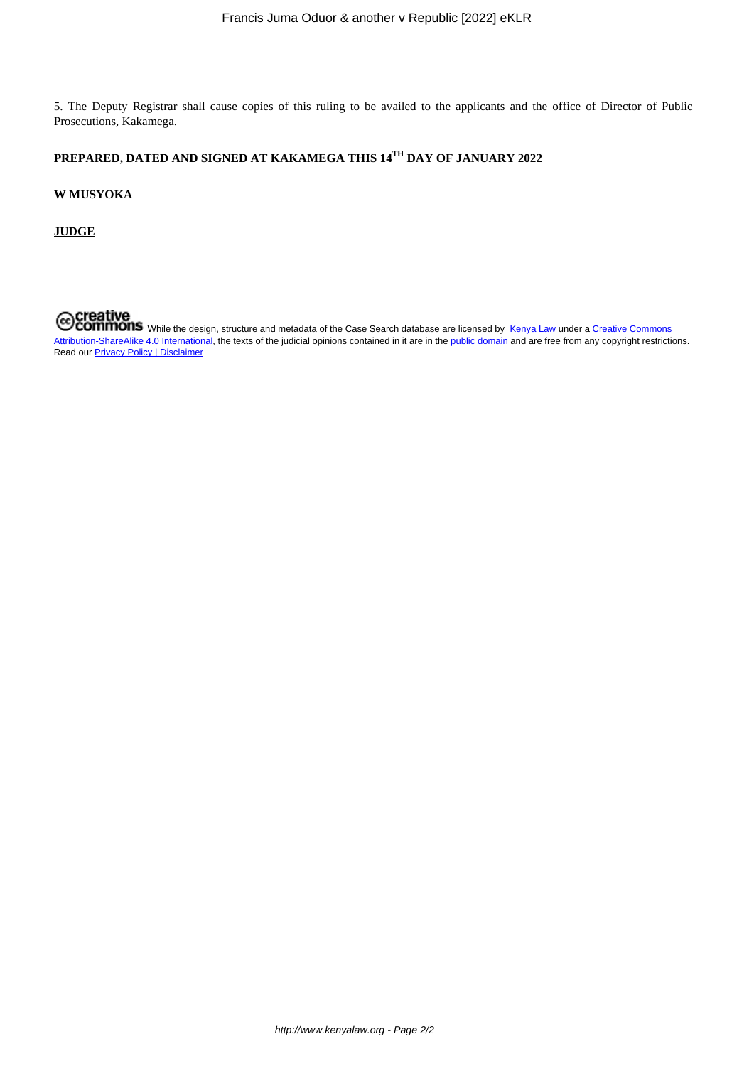5. The Deputy Registrar shall cause copies of this ruling to be availed to the applicants and the office of Director of Public Prosecutions, Kakamega.

**PREPARED, DATED AND SIGNED AT KAKAMEGA THIS 14TH DAY OF JANUARY 2022**

**W MUSYOKA**

**JUDGE**

While the design, structure and metadata of the Case Search database are licensed by Kenya Law under a Creative Commons Attribution-ShareAlike 4.0 International, the texts of the judicial opinions contained in it are in the public domain and are free from any copyright restrictions. Read our Privacy Policy | Disclaimer